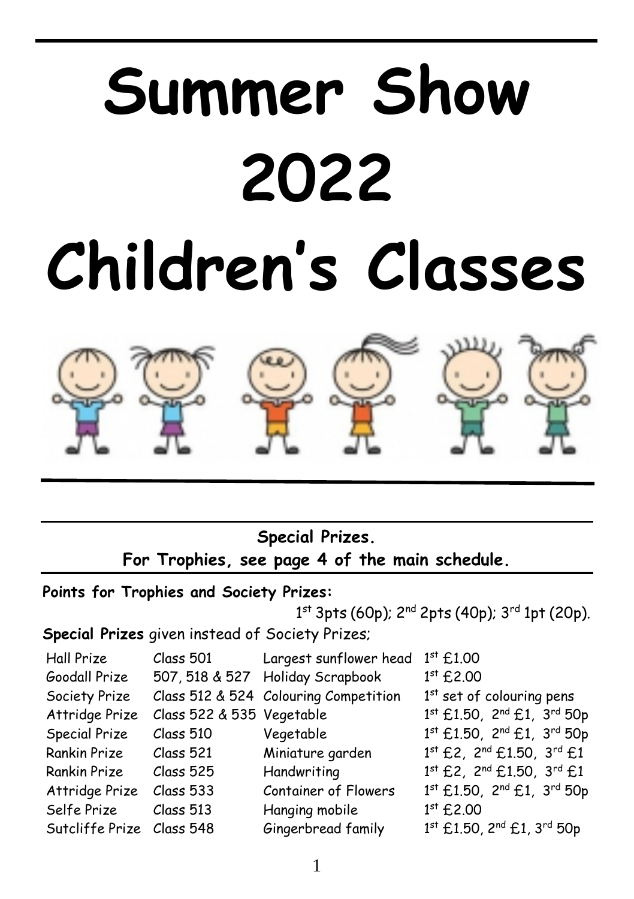# Summer Show 2022

# Children's Classes

**Special Prizes.**
**For Trophies, see page 4 of the main schedule.**

**Points for Trophies and Society Prizes:**

1st 3pts (60p); 2nd 2pts (40p); 3rd 1pt (20p).

**Special Prizes** given instead of Society Prizes;

| | | | |
|---|---|---|---|
| Hall Prize | Class 501 | Largest sunflower head | 1st £1.00 |
| Goodall Prize | 507, 518 & 527 | Holiday Scrapbook | 1st £2.00 |
| Society Prize | Class 512 & 524 | Colouring Competition | 1st set of colouring pens |
| Attridge Prize | Class 522 & 535 | Vegetable | 1st £1.50, 2nd £1, 3rd 50p |
| Special Prize | Class 510 | Vegetable | 1st £1.50, 2nd £1, 3rd 50p |
| Rankin Prize | Class 521 | Miniature garden | 1st £2, 2nd £1.50, 3rd £1 |
| Rankin Prize | Class 525 | Handwriting | 1st £2, 2nd £1.50, 3rd £1 |
| Attridge Prize | Class 533 | Container of Flowers | 1st £1.50, 2nd £1, 3rd 50p |
| Selfe Prize | Class 513 | Hanging mobile | 1st £2.00 |
| Sutcliffe Prize | Class 548 | Gingerbread family | 1st £1.50, 2nd £1, 3rd 50p |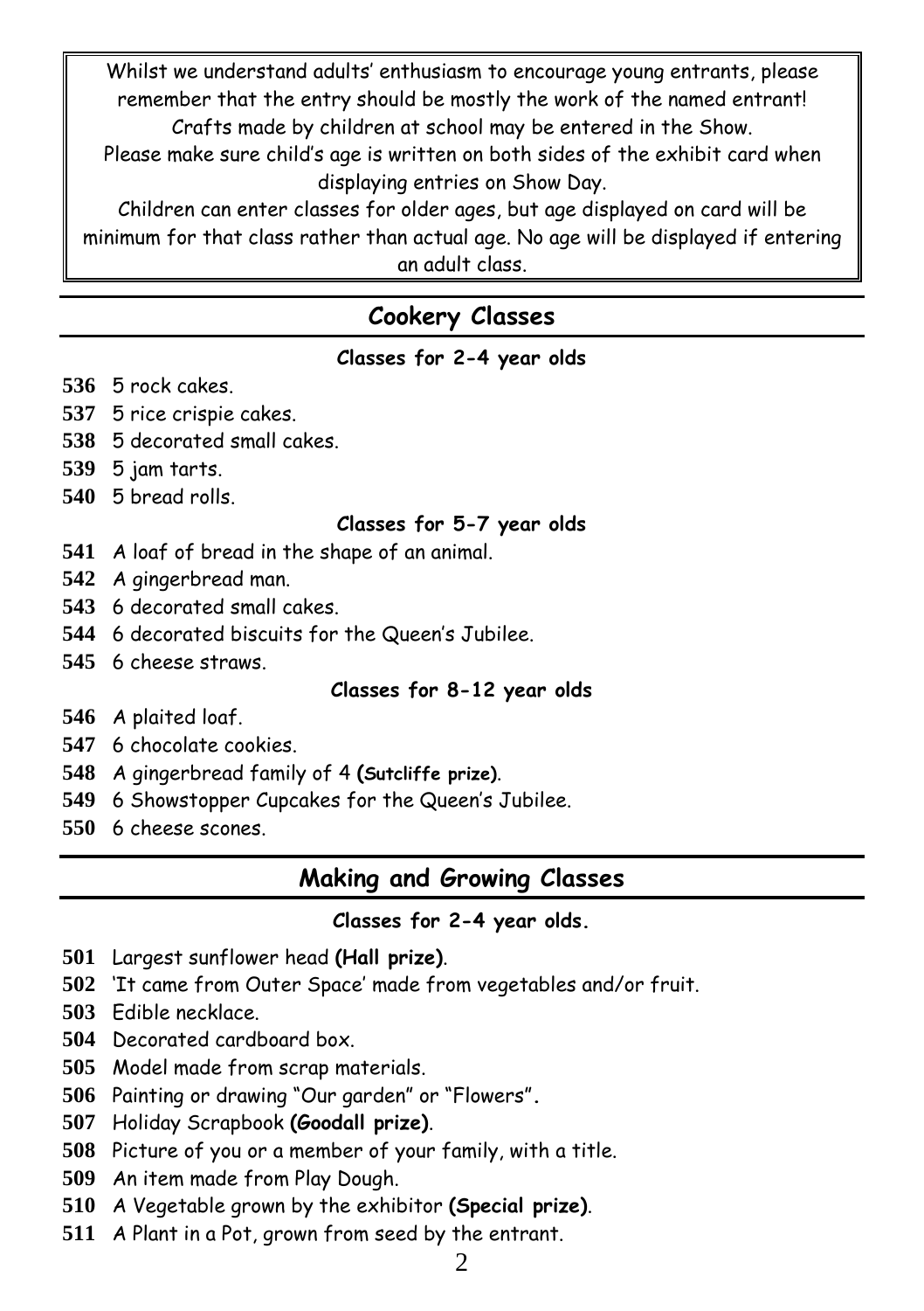Whilst we understand adults' enthusiasm to encourage young entrants, please remember that the entry should be mostly the work of the named entrant! Crafts made by children at school may be entered in the Show.
Please make sure child's age is written on both sides of the exhibit card when displaying entries on Show Day.
Children can enter classes for older ages, but age displayed on card will be minimum for that class rather than actual age. No age will be displayed if entering an adult class.

## Cookery Classes

### Classes for 2-4 year olds

**536** 5 rock cakes.
**537** 5 rice crispie cakes.
**538** 5 decorated small cakes.
**539** 5 jam tarts.
**540** 5 bread rolls.

### Classes for 5-7 year olds

**541** A loaf of bread in the shape of an animal.
**542** A gingerbread man.
**543** 6 decorated small cakes.
**544** 6 decorated biscuits for the Queen's Jubilee.
**545** 6 cheese straws.

### Classes for 8-12 year olds

**546** A plaited loaf.
**547** 6 chocolate cookies.
**548** A gingerbread family of 4 **(Sutcliffe prize)**.
**549** 6 Showstopper Cupcakes for the Queen's Jubilee.
**550** 6 cheese scones.

## Making and Growing Classes

### Classes for 2-4 year olds.

**501** Largest sunflower head **(Hall prize)**.
**502** 'It came from Outer Space' made from vegetables and/or fruit.
**503** Edible necklace.
**504** Decorated cardboard box.
**505** Model made from scrap materials.
**506** Painting or drawing "Our garden" or "Flowers".
**507** Holiday Scrapbook **(Goodall prize)**.
**508** Picture of you or a member of your family, with a title.
**509** An item made from Play Dough.
**510** A Vegetable grown by the exhibitor **(Special prize)**.
**511** A Plant in a Pot, grown from seed by the entrant.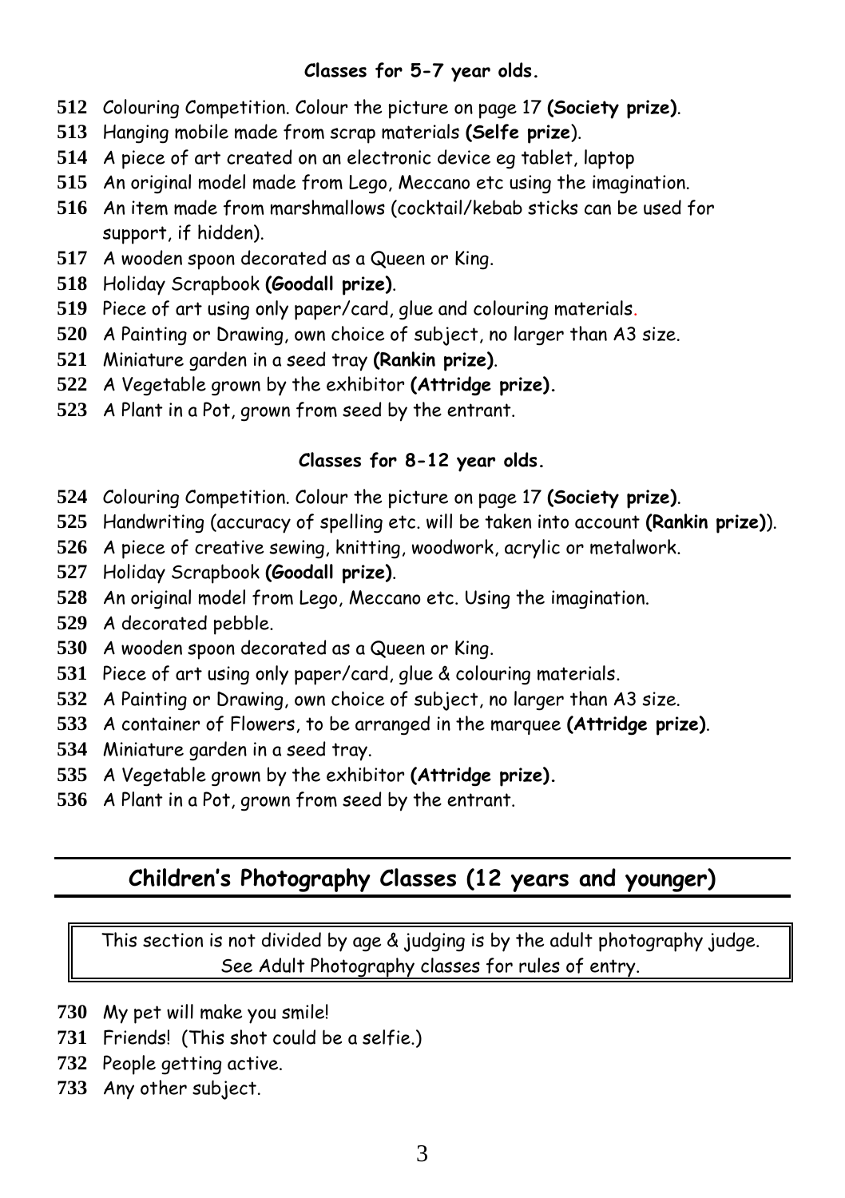### Classes for 5-7 year olds.

**512** Colouring Competition. Colour the picture on page 17 **(Society prize)**.
**513** Hanging mobile made from scrap materials **(Selfe prize**).
**514** A piece of art created on an electronic device eg tablet, laptop
**515** An original model made from Lego, Meccano etc using the imagination.
**516** An item made from marshmallows (cocktail/kebab sticks can be used for support, if hidden).
**517** A wooden spoon decorated as a Queen or King.
**518** Holiday Scrapbook **(Goodall prize)**.
**519** Piece of art using only paper/card, glue and colouring materials.
**520** A Painting or Drawing, own choice of subject, no larger than A3 size.
**521** Miniature garden in a seed tray **(Rankin prize)**.
**522** A Vegetable grown by the exhibitor **(Attridge prize).**
**523** A Plant in a Pot, grown from seed by the entrant.

### Classes for 8-12 year olds.

**524** Colouring Competition. Colour the picture on page 17 **(Society prize)**.
**525** Handwriting (accuracy of spelling etc. will be taken into account **(Rankin prize)**).
**526** A piece of creative sewing, knitting, woodwork, acrylic or metalwork.
**527** Holiday Scrapbook **(Goodall prize)**.
**528** An original model from Lego, Meccano etc. Using the imagination.
**529** A decorated pebble.
**530** A wooden spoon decorated as a Queen or King.
**531** Piece of art using only paper/card, glue & colouring materials.
**532** A Painting or Drawing, own choice of subject, no larger than A3 size.
**533** A container of Flowers, to be arranged in the marquee **(Attridge prize)**.
**534** Miniature garden in a seed tray.
**535** A Vegetable grown by the exhibitor **(Attridge prize).**
**536** A Plant in a Pot, grown from seed by the entrant.

## Children's Photography Classes (12 years and younger)

This section is not divided by age & judging is by the adult photography judge. See Adult Photography classes for rules of entry.

**730** My pet will make you smile!
**731** Friends! (This shot could be a selfie.)
**732** People getting active.
**733** Any other subject.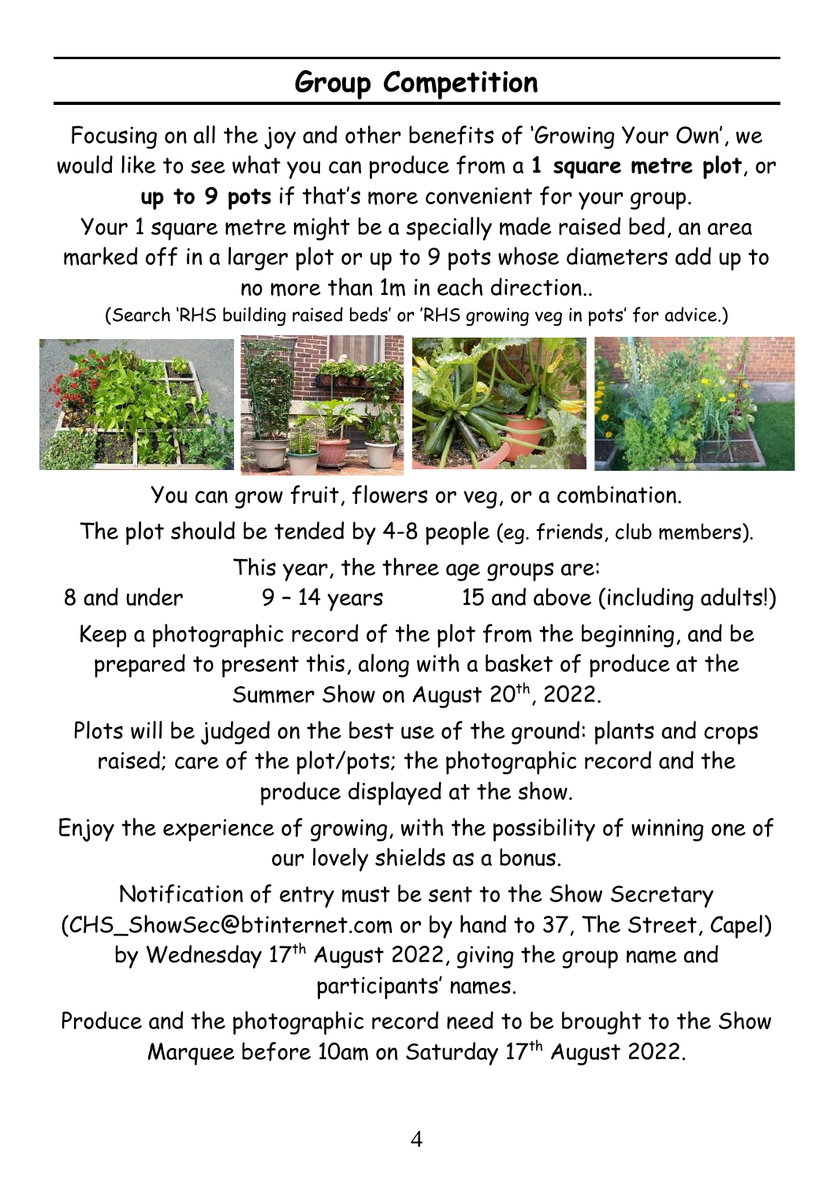## Group Competition

Focusing on all the joy and other benefits of 'Growing Your Own', we would like to see what you can produce from a **1 square metre plot**, or **up to 9 pots** if that's more convenient for your group.
Your 1 square metre might be a specially made raised bed, an area marked off in a larger plot or up to 9 pots whose diameters add up to no more than 1m in each direction..
(Search 'RHS building raised beds' or 'RHS growing veg in pots' for advice.)

You can grow fruit, flowers or veg, or a combination.

The plot should be tended by 4-8 people (eg. friends, club members).

This year, the three age groups are:

8 and under 9 – 14 years 15 and above (including adults!)

Keep a photographic record of the plot from the beginning, and be prepared to present this, along with a basket of produce at the Summer Show on August 20th, 2022.

Plots will be judged on the best use of the ground: plants and crops raised; care of the plot/pots; the photographic record and the produce displayed at the show.

Enjoy the experience of growing, with the possibility of winning one of our lovely shields as a bonus.

Notification of entry must be sent to the Show Secretary (CHS_ShowSec@btinternet.com or by hand to 37, The Street, Capel) by Wednesday 17th August 2022, giving the group name and participants' names.

Produce and the photographic record need to be brought to the Show Marquee before 10am on Saturday 17th August 2022.